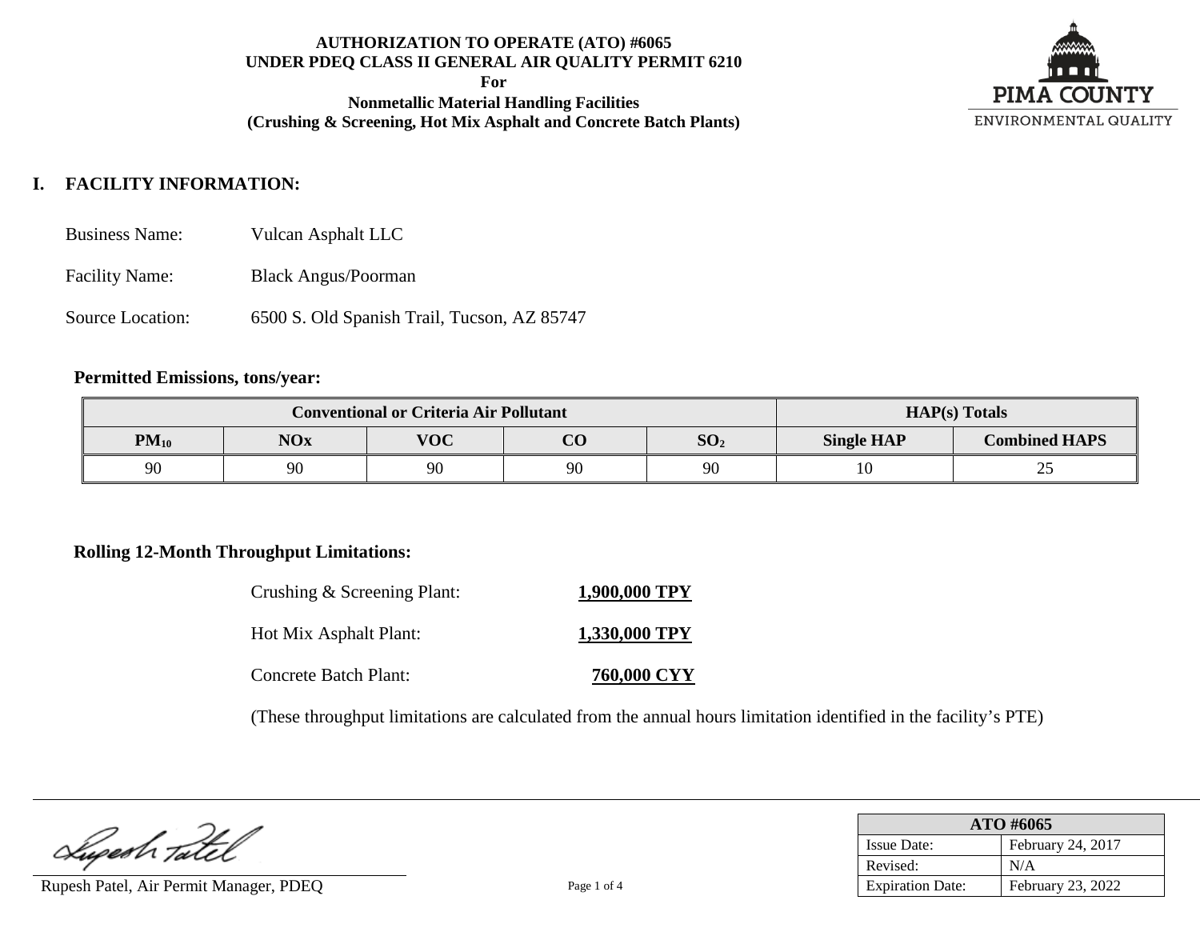**AUTHORIZATION TO OPERATE (ATO) #6065**
**UNDER PDEQ CLASS II GENERAL AIR QUALITY PERMIT 6210**
**For**
**Nonmetallic Material Handling Facilities**
**(Crushing & Screening, Hot Mix Asphalt and Concrete Batch Plants)**

PIMA COUNTY
ENVIRONMENTAL QUALITY

# I. FACILITY INFORMATION:

Business Name: Vulcan Asphalt LLC

Facility Name: Black Angus/Poorman

Source Location: 6500 S. Old Spanish Trail, Tucson, AZ 85747

**Permitted Emissions, tons/year:**

| Conventional or Criteria Air Pollutant | | | | | HAP(s) Totals | |
|---|---|---|---|---|---|---|
| $PM_{10}$ | NOx | VOC | CO | $SO_2$ | Single HAP | Combined HAPS |
| 90 | 90 | 90 | 90 | 90 | 10 | 25 |

**Rolling 12-Month Throughput Limitations:**

Crushing & Screening Plant: **1,900,000 TPY**

Hot Mix Asphalt Plant: **1,330,000 TPY**

Concrete Batch Plant: **760,000 CYY**

(These throughput limitations are calculated from the annual hours limitation identified in the facility's PTE)

Rupesh Patel, Air Permit Manager, PDEQ

| ATO #6065 | |
|---|---|
| Issue Date: | February 24, 2017 |
| Revised: | N/A |
| Expiration Date: | February 23, 2022 |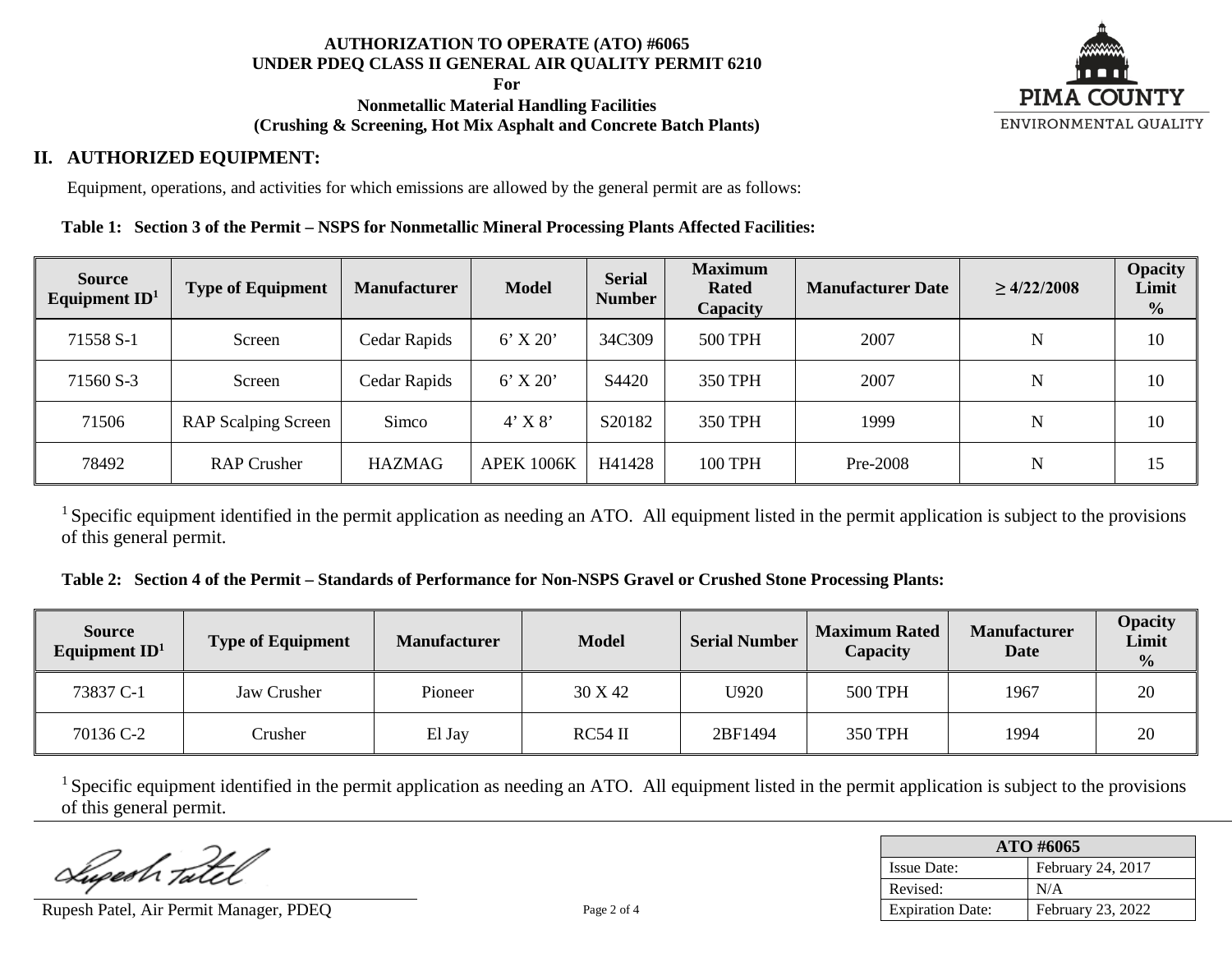## II. AUTHORIZED EQUIPMENT:

Equipment, operations, and activities for which emissions are allowed by the general permit are as follows:

**Table 1: Section 3 of the Permit – NSPS for Nonmetallic Mineral Processing Plants Affected Facilities:**

| Source Equipment ID[1] | Type of Equipment | Manufacturer | Model | Serial Number | Maximum Rated Capacity | Manufacturer Date | ≥ 4/22/2008 | Opacity Limit % |
|---|---|---|---|---|---|---|---|---|
| 71558 S-1 | Screen | Cedar Rapids | 6' X 20' | 34C309 | 500 TPH | 2007 | N | 10 |
| 71560 S-3 | Screen | Cedar Rapids | 6' X 20' | S4420 | 350 TPH | 2007 | N | 10 |
| 71506 | RAP Scalping Screen | Simco | 4' X 8' | S20182 | 350 TPH | 1999 | N | 10 |
| 78492 | RAP Crusher | HAZMAG | APEK 1006K | H41428 | 100 TPH | Pre-2008 | N | 15 |

[1] Specific equipment identified in the permit application as needing an ATO. All equipment listed in the permit application is subject to the provisions of this general permit.

**Table 2: Section 4 of the Permit – Standards of Performance for Non-NSPS Gravel or Crushed Stone Processing Plants:**

| Source Equipment ID[1] | Type of Equipment | Manufacturer | Model | Serial Number | Maximum Rated Capacity | Manufacturer Date | Opacity Limit % |
|---|---|---|---|---|---|---|---|
| 73837 C-1 | Jaw Crusher | Pioneer | 30 X 42 | U920 | 500 TPH | 1967 | 20 |
| 70136 C-2 | Crusher | El Jay | RC54 II | 2BF1494 | 350 TPH | 1994 | 20 |

[1] Specific equipment identified in the permit application as needing an ATO. All equipment listed in the permit application is subject to the provisions of this general permit.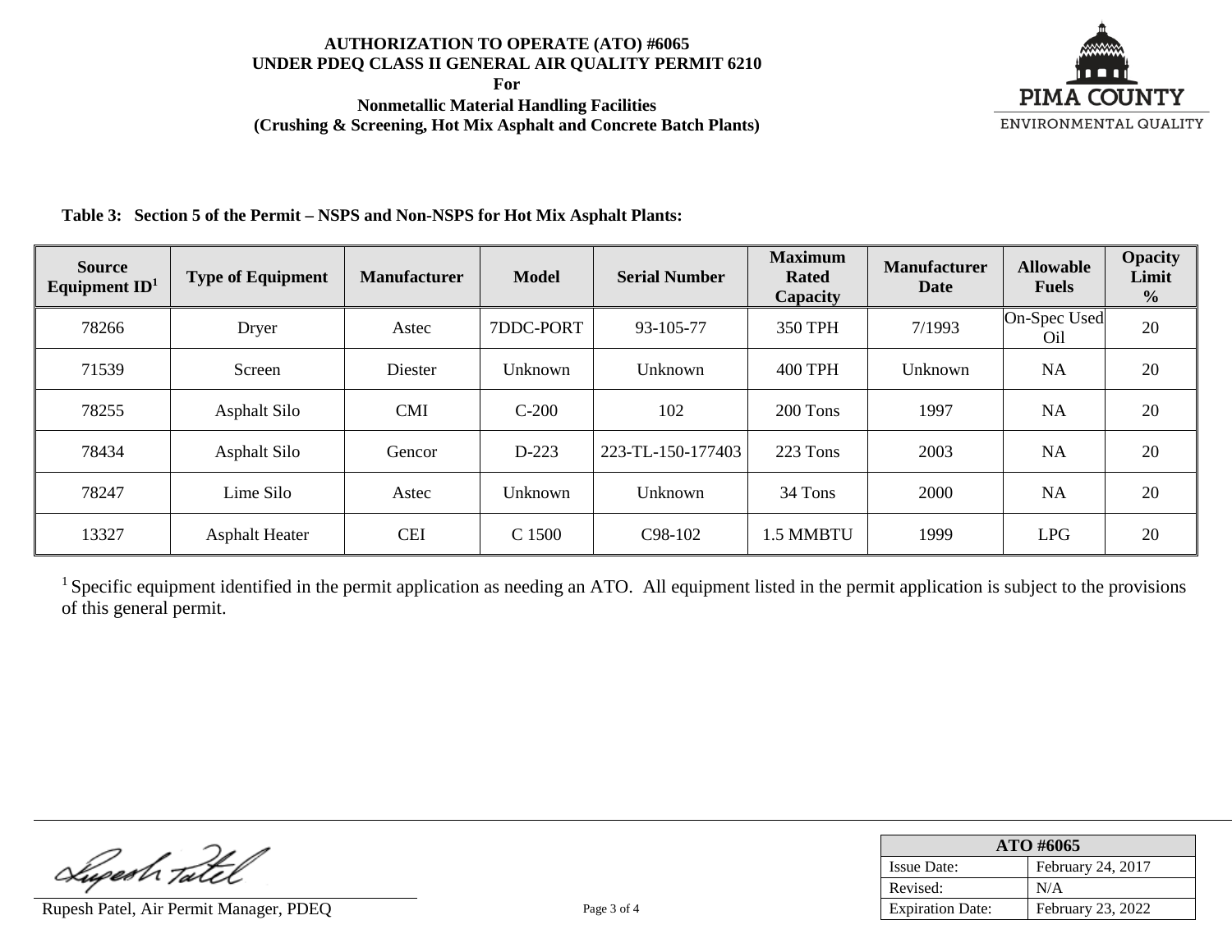**AUTHORIZATION TO OPERATE (ATO) #6065**
**UNDER PDEQ CLASS II GENERAL AIR QUALITY PERMIT 6210**
**For**
**Nonmetallic Material Handling Facilities**
**(Crushing & Screening, Hot Mix Asphalt and Concrete Batch Plants)**

PIMA COUNTY
ENVIRONMENTAL QUALITY

**Table 3: Section 5 of the Permit – NSPS and Non-NSPS for Hot Mix Asphalt Plants:**

| Source Equipment ID[1] | Type of Equipment | Manufacturer | Model | Serial Number | Maximum Rated Capacity | Manufacturer Date | Allowable Fuels | Opacity Limit % |
|---|---|---|---|---|---|---|---|---|
| 78266 | Dryer | Astec | 7DDC-PORT | 93-105-77 | 350 TPH | 7/1993 | On-Spec Used Oil | 20 |
| 71539 | Screen | Diester | Unknown | Unknown | 400 TPH | Unknown | NA | 20 |
| 78255 | Asphalt Silo | CMI | C-200 | 102 | 200 Tons | 1997 | NA | 20 |
| 78434 | Asphalt Silo | Gencor | D-223 | 223-TL-150-177403 | 223 Tons | 2003 | NA | 20 |
| 78247 | Lime Silo | Astec | Unknown | Unknown | 34 Tons | 2000 | NA | 20 |
| 13327 | Asphalt Heater | CEI | C 1500 | C98-102 | 1.5 MMBTU | 1999 | LPG | 20 |

[1] Specific equipment identified in the permit application as needing an ATO. All equipment listed in the permit application is subject to the provisions of this general permit.

Rupesh Patel, Air Permit Manager, PDEQ

| ATO #6065 | |
|---|---|
| Issue Date: | February 24, 2017 |
| Revised: | N/A |
| Expiration Date: | February 23, 2022 |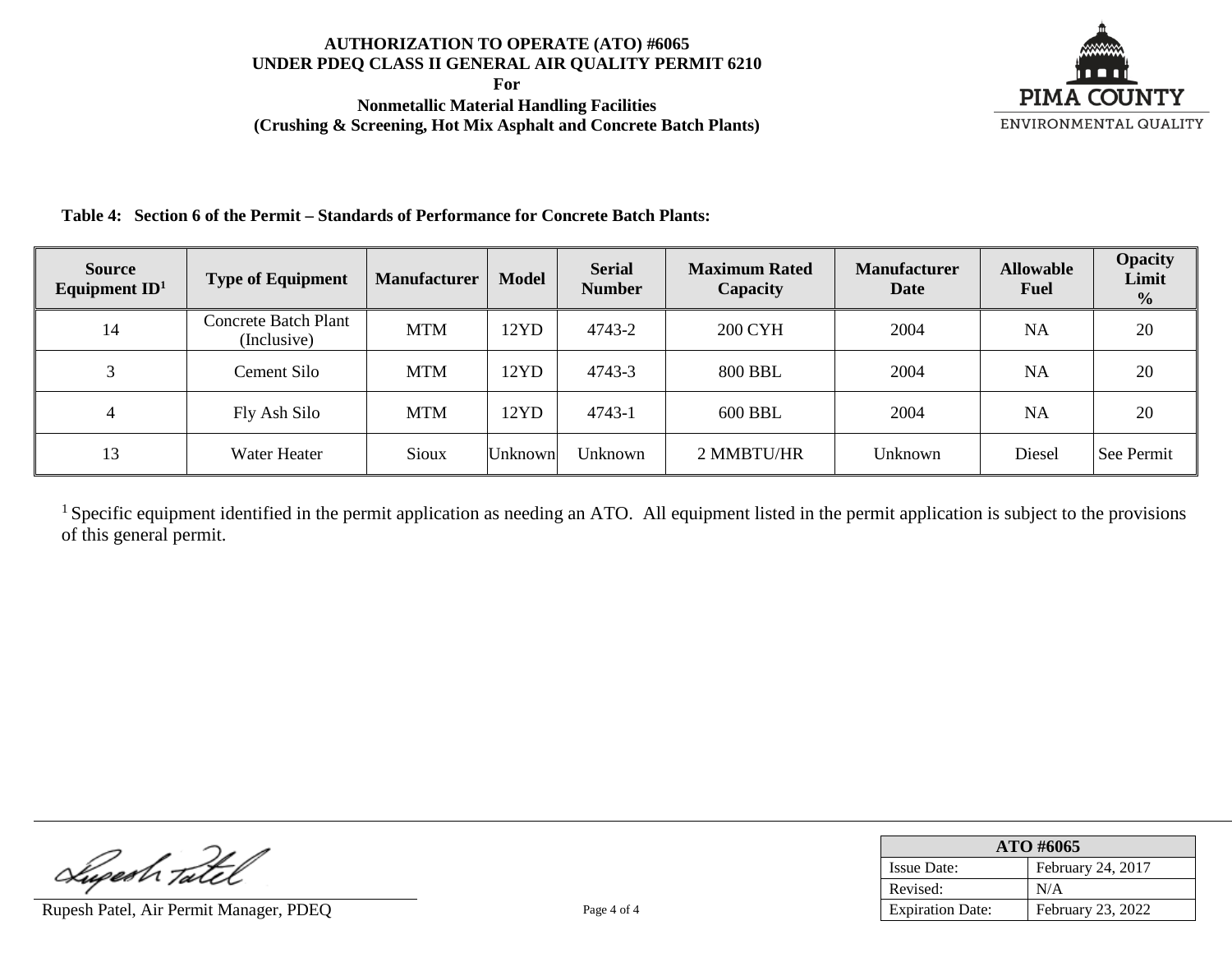**AUTHORIZATION TO OPERATE (ATO) #6065**
**UNDER PDEQ CLASS II GENERAL AIR QUALITY PERMIT 6210**
**For**
**Nonmetallic Material Handling Facilities**
**(Crushing & Screening, Hot Mix Asphalt and Concrete Batch Plants)**

PIMA COUNTY
ENVIRONMENTAL QUALITY

**Table 4: Section 6 of the Permit – Standards of Performance for Concrete Batch Plants:**

| Source Equipment ID[1] | Type of Equipment | Manufacturer | Model | Serial Number | Maximum Rated Capacity | Manufacturer Date | Allowable Fuel | Opacity Limit % |
|---|---|---|---|---|---|---|---|---|
| 14 | Concrete Batch Plant (Inclusive) | MTM | 12YD | 4743-2 | 200 CYH | 2004 | NA | 20 |
| 3 | Cement Silo | MTM | 12YD | 4743-3 | 800 BBL | 2004 | NA | 20 |
| 4 | Fly Ash Silo | MTM | 12YD | 4743-1 | 600 BBL | 2004 | NA | 20 |
| 13 | Water Heater | Sioux | Unknown | Unknown | 2 MMBTU/HR | Unknown | Diesel | See Permit |

[1] Specific equipment identified in the permit application as needing an ATO. All equipment listed in the permit application is subject to the provisions of this general permit.

Rupesh Patel, Air Permit Manager, PDEQ

| ATO #6065 | |
|---|---|
| Issue Date: | February 24, 2017 |
| Revised: | N/A |
| Expiration Date: | February 23, 2022 |